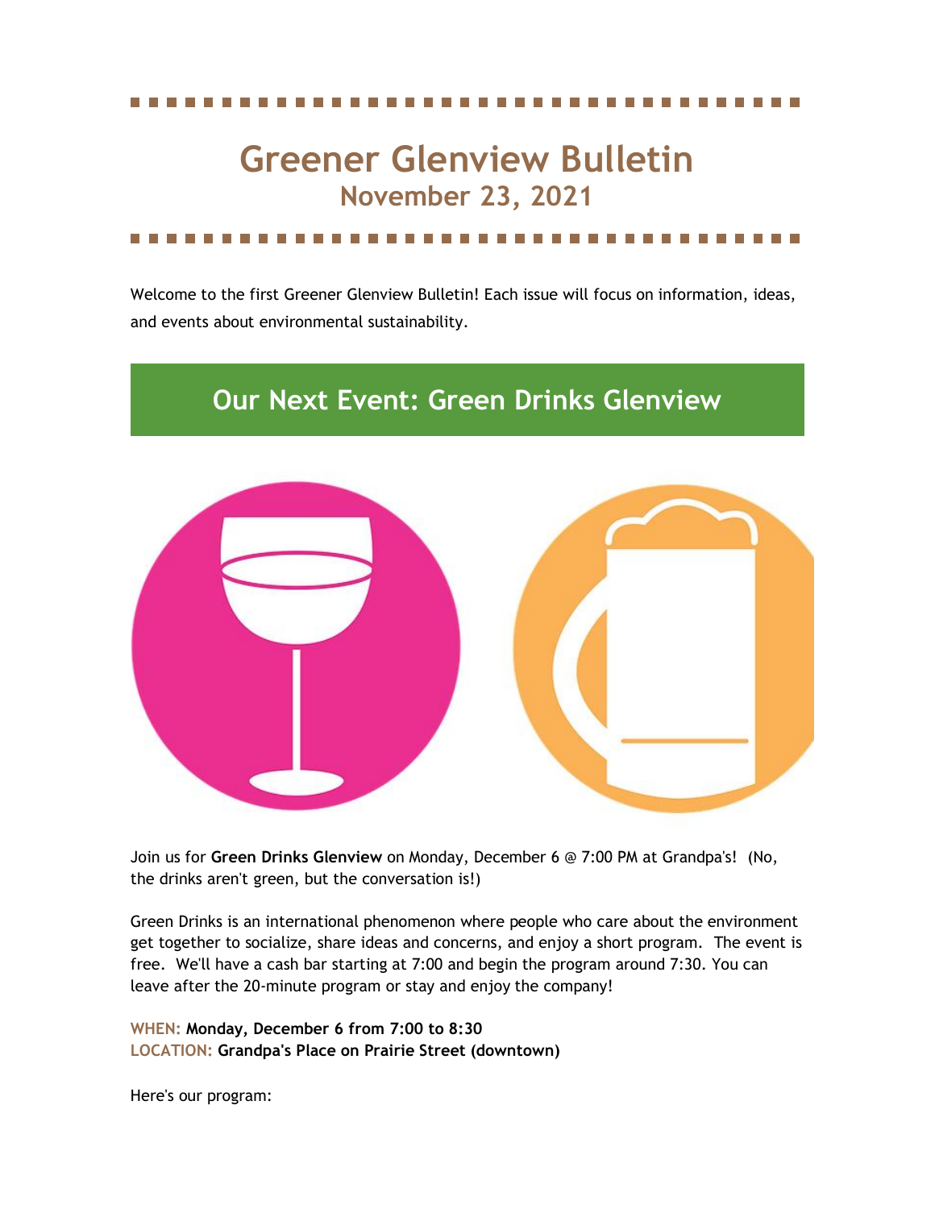# Greener Glenview Bulletin

## November 23, 2021

Welcome to the first Greener Glenview Bulletin! Each issue will focus on information, ideas, and events about environmental sustainability.

## Our Next Event: Green Drinks Glenview

Join us for **Green Drinks Glenview** on Monday, December 6 @ 7:00 PM at Grandpa's! (No, the drinks aren't green, but the conversation is!)

Green Drinks is an international phenomenon where people who care about the environment get together to socialize, share ideas and concerns, and enjoy a short program. The event is free. We'll have a cash bar starting at 7:00 and begin the program around 7:30. You can leave after the 20-minute program or stay and enjoy the company!

**WHEN: Monday, December 6 from 7:00 to 8:30**
**LOCATION: Grandpa's Place on Prairie Street (downtown)**

Here's our program: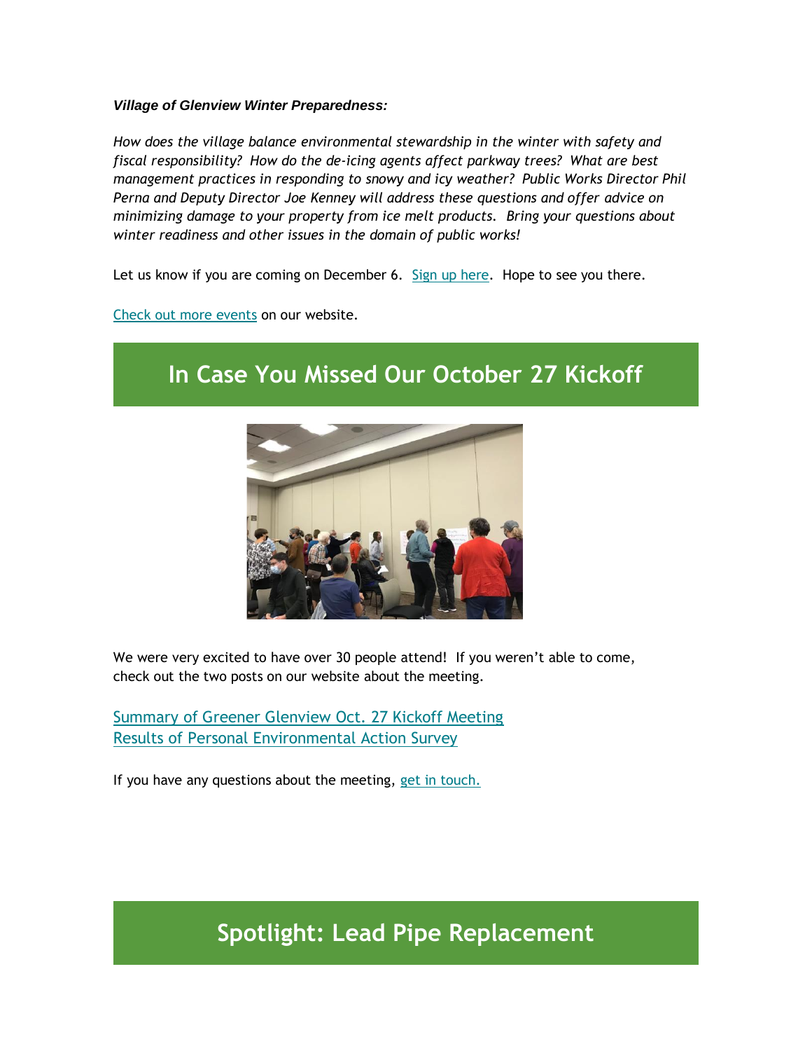***Village of Glenview Winter Preparedness:***

*How does the village balance environmental stewardship in the winter with safety and fiscal responsibility? How do the de-icing agents affect parkway trees? What are best management practices in responding to snowy and icy weather? Public Works Director Phil Perna and Deputy Director Joe Kenney will address these questions and offer advice on minimizing damage to your property from ice melt products. Bring your questions about winter readiness and other issues in the domain of public works!*

Let us know if you are coming on December 6. Sign up here. Hope to see you there.

Check out more events on our website.

## In Case You Missed Our October 27 Kickoff

We were very excited to have over 30 people attend! If you weren't able to come, check out the two posts on our website about the meeting.

Summary of Greener Glenview Oct. 27 Kickoff Meeting
Results of Personal Environmental Action Survey

If you have any questions about the meeting, get in touch.

## Spotlight: Lead Pipe Replacement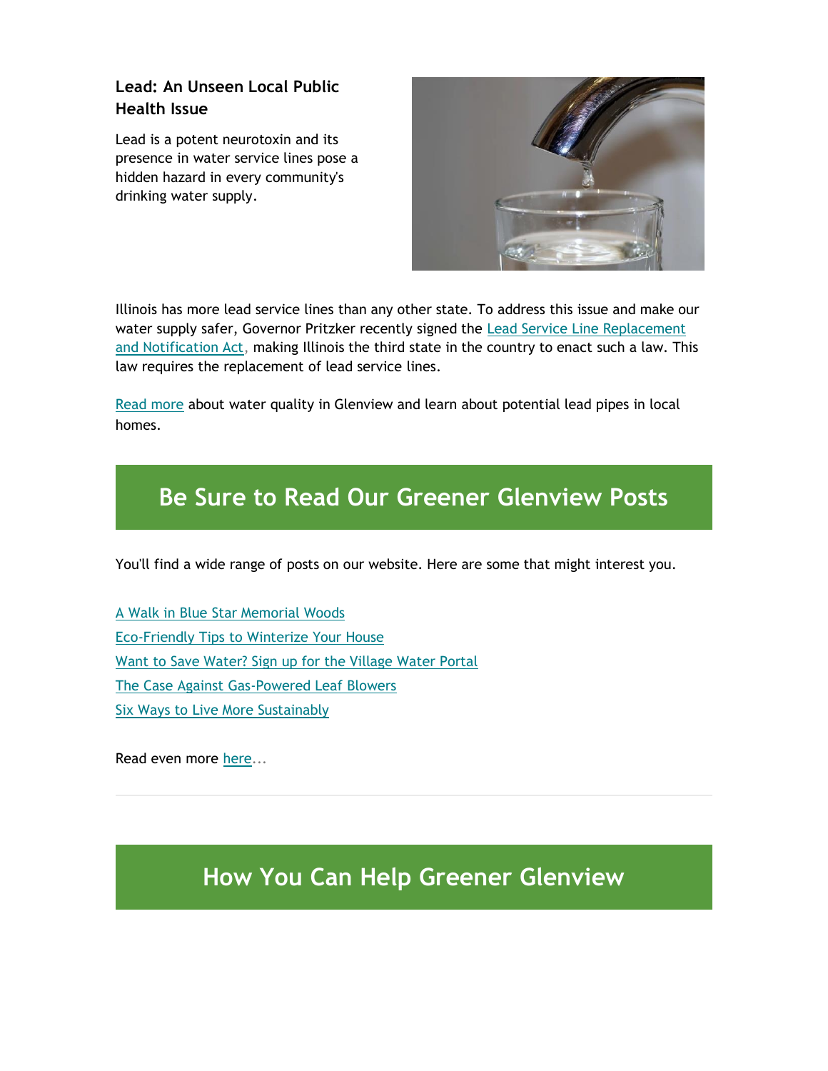### Lead: An Unseen Local Public Health Issue

Lead is a potent neurotoxin and its presence in water service lines pose a hidden hazard in every community's drinking water supply.

Illinois has more lead service lines than any other state. To address this issue and make our water supply safer, Governor Pritzker recently signed the Lead Service Line Replacement and Notification Act, making Illinois the third state in the country to enact such a law. This law requires the replacement of lead service lines.

Read more about water quality in Glenview and learn about potential lead pipes in local homes.

## Be Sure to Read Our Greener Glenview Posts

You'll find a wide range of posts on our website. Here are some that might interest you.

A Walk in Blue Star Memorial Woods
Eco-Friendly Tips to Winterize Your House
Want to Save Water? Sign up for the Village Water Portal
The Case Against Gas-Powered Leaf Blowers
Six Ways to Live More Sustainably

Read even more here...

---

## How You Can Help Greener Glenview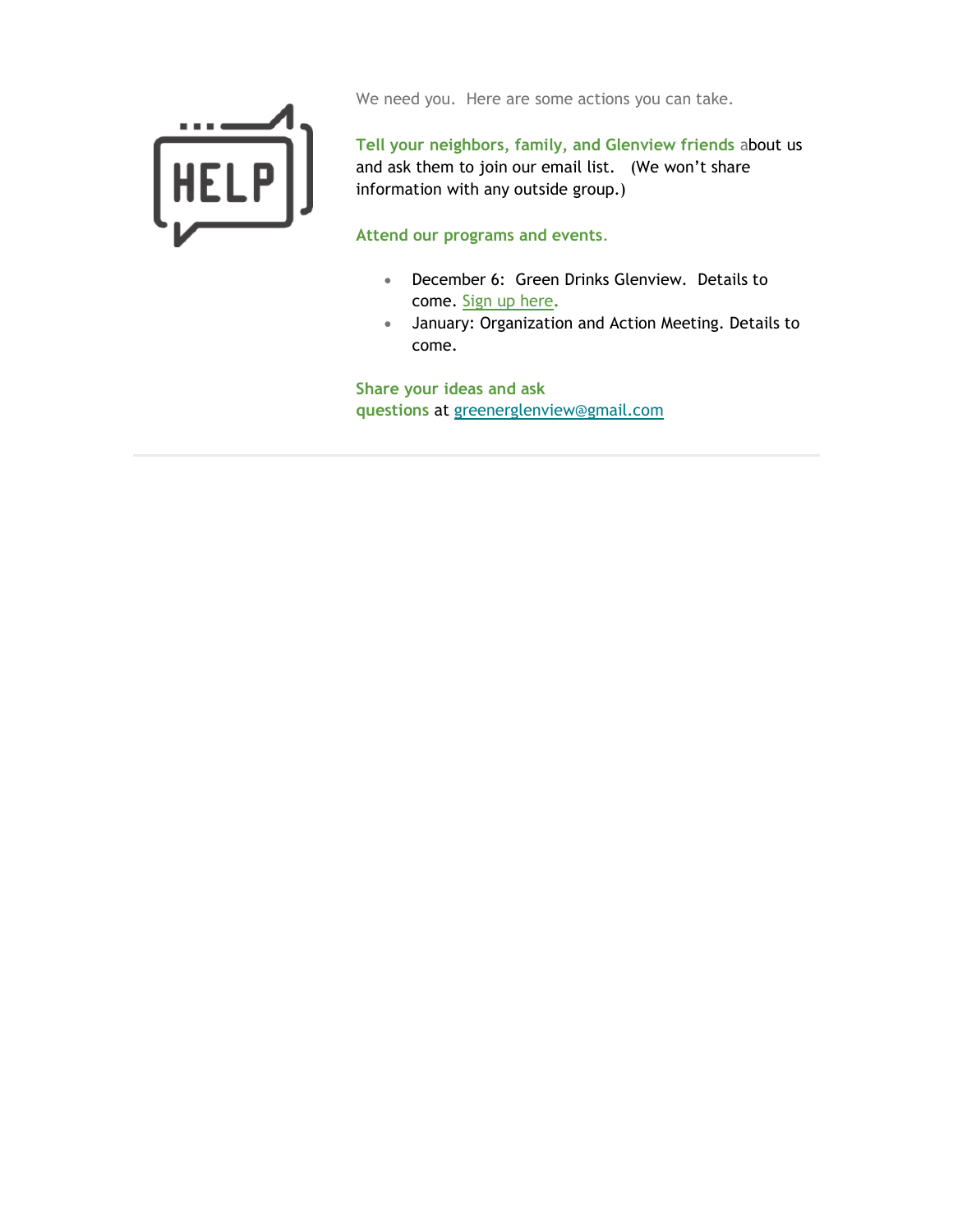We need you. Here are some actions you can take.

**Tell your neighbors, family, and Glenview friends** about us and ask them to join our email list. (We won't share information with any outside group.)

**Attend our programs and events.**

- December 6: Green Drinks Glenview. Details to come. Sign up here.
- January: Organization and Action Meeting. Details to come.

**Share your ideas and ask questions** at greenerglenview@gmail.com

---